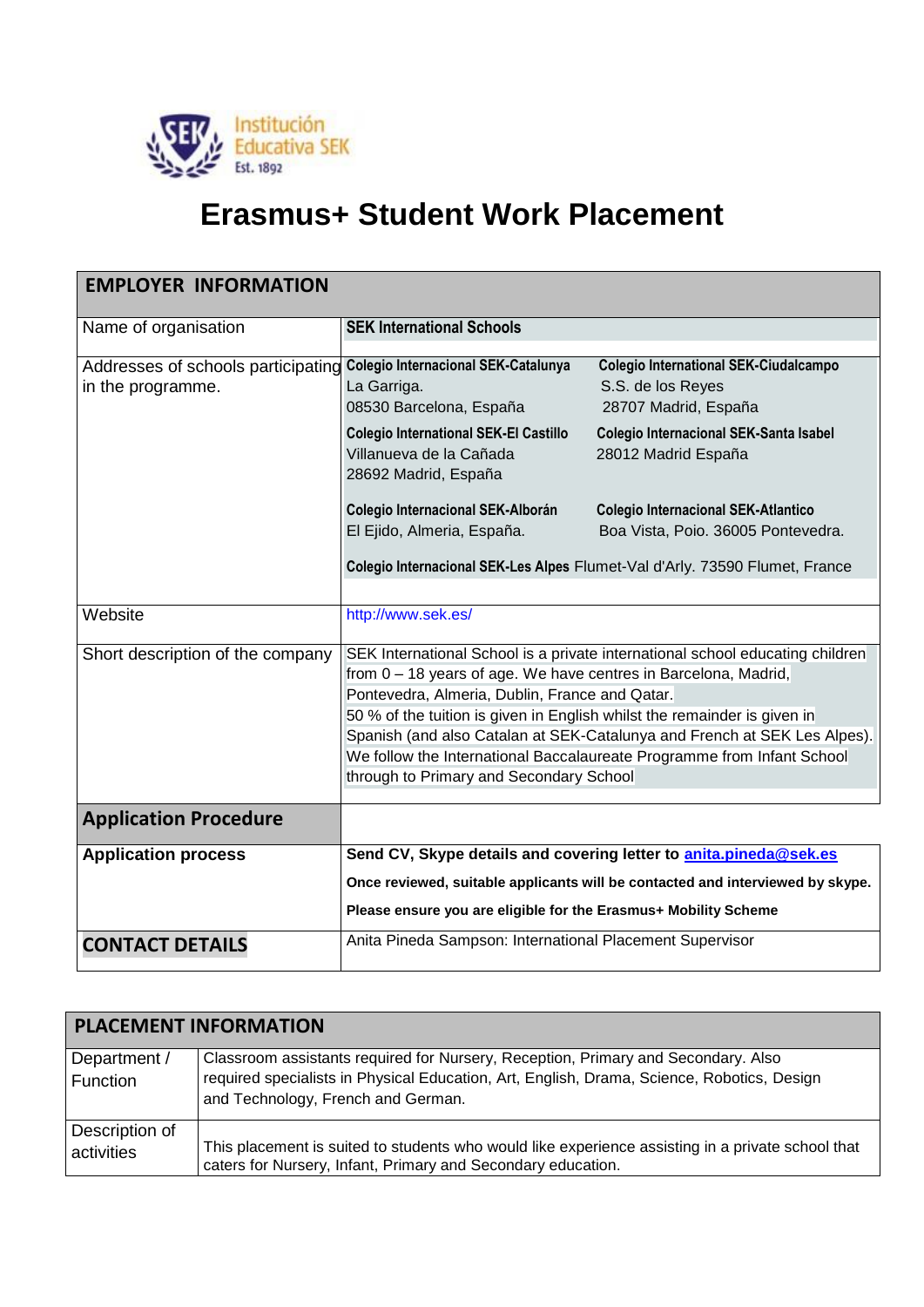Institución Educativa SEK
Est. 1892

# Erasmus+ Student Work Placement

| EMPLOYER INFORMATION | |
|---|---|
| Name of organisation | **SEK International Schools** |
| Addresses of schools participating in the programme. | **Colegio Internacional SEK-Catalunya** La Garriga. 08530 Barcelona, España<br>**Colegio International SEK-Ciudalcampo** S.S. de los Reyes 28707 Madrid, España<br>**Colegio International SEK-El Castillo** Villanueva de la Cañada 28692 Madrid, España<br>**Colegio Internacional SEK-Santa Isabel** 28012 Madrid España<br>**Colegio Internacional SEK-Alborán** El Ejido, Almeria, España.<br>**Colegio Internacional SEK-Atlantico** Boa Vista, Poio. 36005 Pontevedra.<br>**Colegio Internacional SEK-Les Alpes** Flumet-Val d'Arly. 73590 Flumet, France |
| Website | http://www.sek.es/ |
| Short description of the company | SEK International School is a private international school educating children from 0 – 18 years of age. We have centres in Barcelona, Madrid, Pontevedra, Almeria, Dublin, France and Qatar.<br>50 % of the tuition is given in English whilst the remainder is given in Spanish (and also Catalan at SEK-Catalunya and French at SEK Les Alpes).<br>We follow the International Baccalaureate Programme from Infant School through to Primary and Secondary School |
| **Application Procedure** | |
| **Application process** | **Send CV, Skype details and covering letter to anita.pineda@sek.es**<br>**Once reviewed, suitable applicants will be contacted and interviewed by skype.**<br>**Please ensure you are eligible for the Erasmus+ Mobility Scheme** |
| **CONTACT DETAILS** | Anita Pineda Sampson: International Placement Supervisor |

| PLACEMENT INFORMATION | |
|---|---|
| Department / Function | Classroom assistants required for Nursery, Reception, Primary and Secondary. Also required specialists in Physical Education, Art, English, Drama, Science, Robotics, Design and Technology, French and German. |
| Description of activities | This placement is suited to students who would like experience assisting in a private school that caters for Nursery, Infant, Primary and Secondary education. |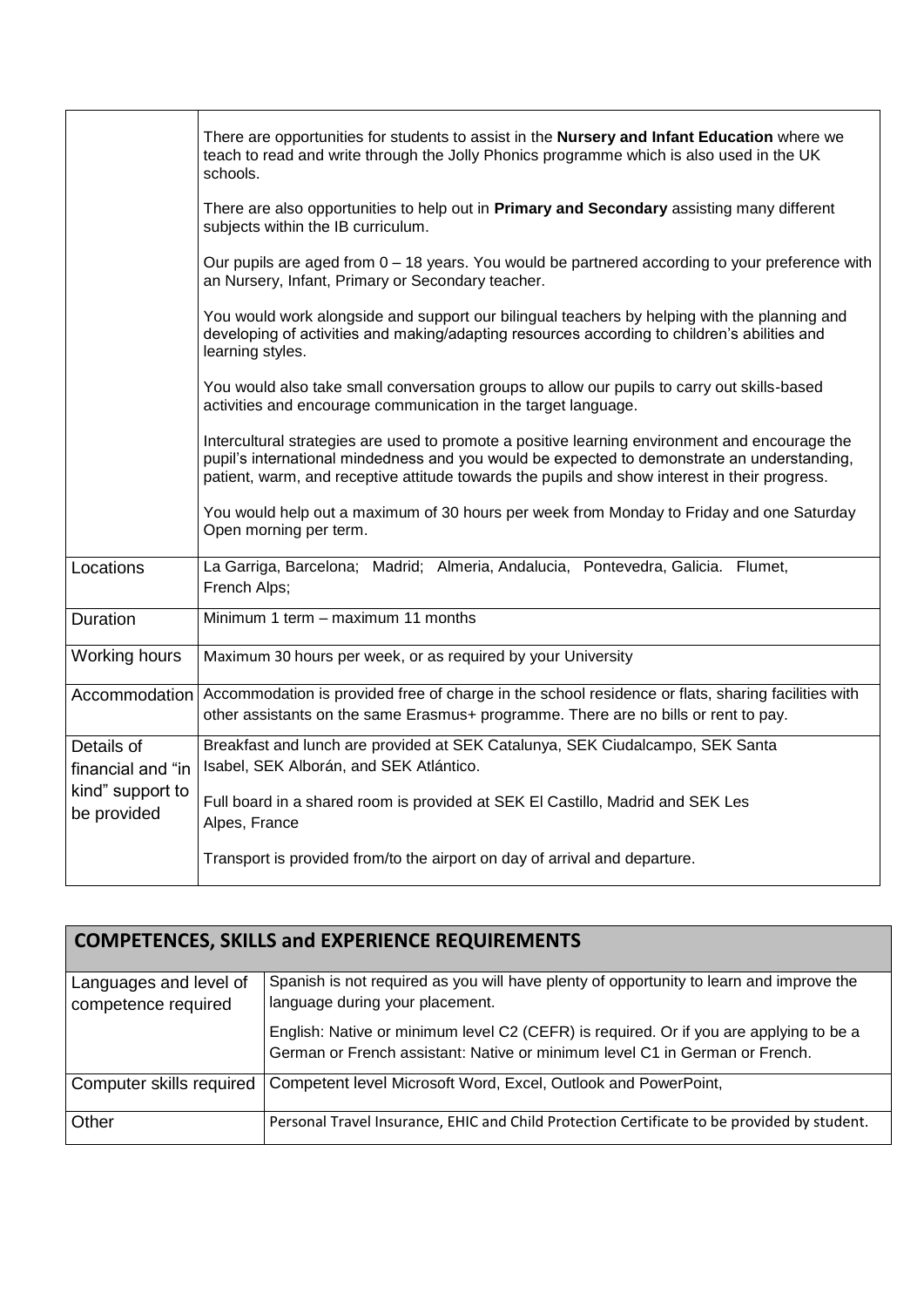| | |
|---|---|
| | There are opportunities for students to assist in the **Nursery and Infant Education** where we teach to read and write through the Jolly Phonics programme which is also used in the UK schools.<br><br>There are also opportunities to help out in **Primary and Secondary** assisting many different subjects within the IB curriculum.<br><br>Our pupils are aged from 0 – 18 years. You would be partnered according to your preference with an Nursery, Infant, Primary or Secondary teacher.<br><br>You would work alongside and support our bilingual teachers by helping with the planning and developing of activities and making/adapting resources according to children's abilities and learning styles.<br><br>You would also take small conversation groups to allow our pupils to carry out skills-based activities and encourage communication in the target language.<br><br>Intercultural strategies are used to promote a positive learning environment and encourage the pupil's international mindedness and you would be expected to demonstrate an understanding, patient, warm, and receptive attitude towards the pupils and show interest in their progress.<br><br>You would help out a maximum of 30 hours per week from Monday to Friday and one Saturday Open morning per term. |
| Locations | La Garriga, Barcelona; Madrid; Almeria, Andalucia, Pontevedra, Galicia. Flumet, French Alps; |
| Duration | Minimum 1 term – maximum 11 months |
| Working hours | Maximum 30 hours per week, or as required by your University |
| Accommodation | Accommodation is provided free of charge in the school residence or flats, sharing facilities with other assistants on the same Erasmus+ programme. There are no bills or rent to pay. |
| Details of financial and "in kind" support to be provided | Breakfast and lunch are provided at SEK Catalunya, SEK Ciudalcampo, SEK Santa Isabel, SEK Alborán, and SEK Atlántico.<br><br>Full board in a shared room is provided at SEK El Castillo, Madrid and SEK Les Alpes, France<br><br>Transport is provided from/to the airport on day of arrival and departure. |

## COMPETENCES, SKILLS and EXPERIENCE REQUIREMENTS

| | |
|---|---|
| Languages and level of competence required | Spanish is not required as you will have plenty of opportunity to learn and improve the language during your placement.<br><br>English: Native or minimum level C2 (CEFR) is required. Or if you are applying to be a German or French assistant: Native or minimum level C1 in German or French. |
| Computer skills required | Competent level Microsoft Word, Excel, Outlook and PowerPoint, |
| Other | Personal Travel Insurance, EHIC and Child Protection Certificate to be provided by student. |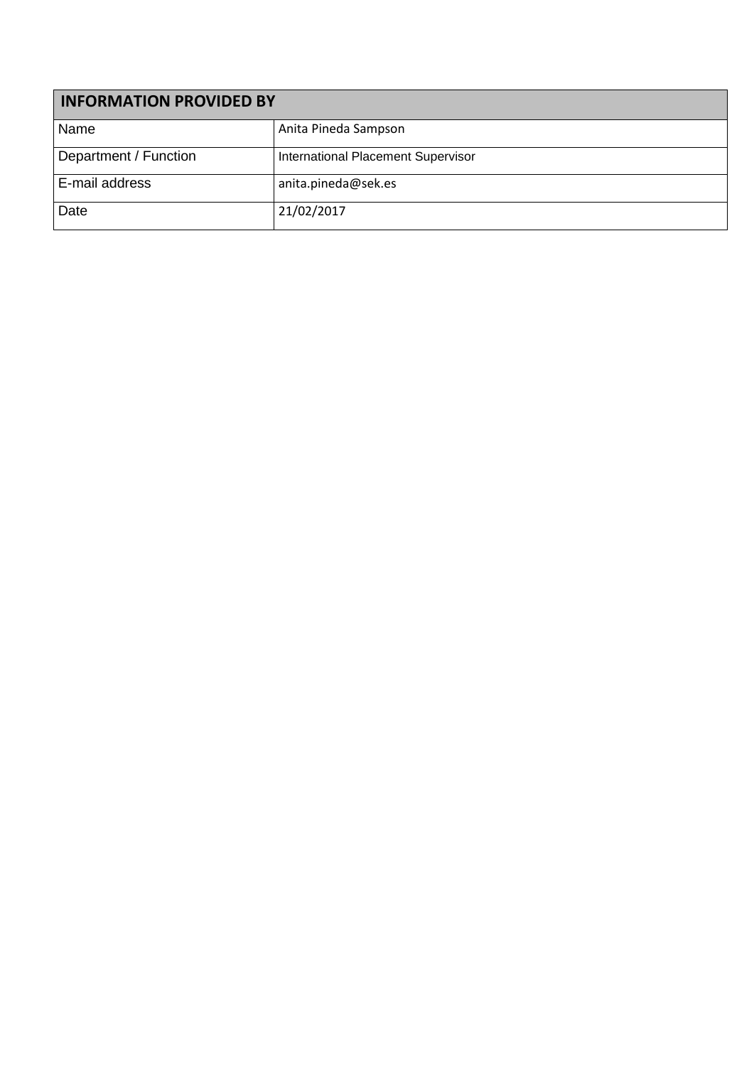| INFORMATION PROVIDED BY | |
|---|---|
| Name | Anita Pineda Sampson |
| Department / Function | International Placement Supervisor |
| E-mail address | anita.pineda@sek.es |
| Date | 21/02/2017 |